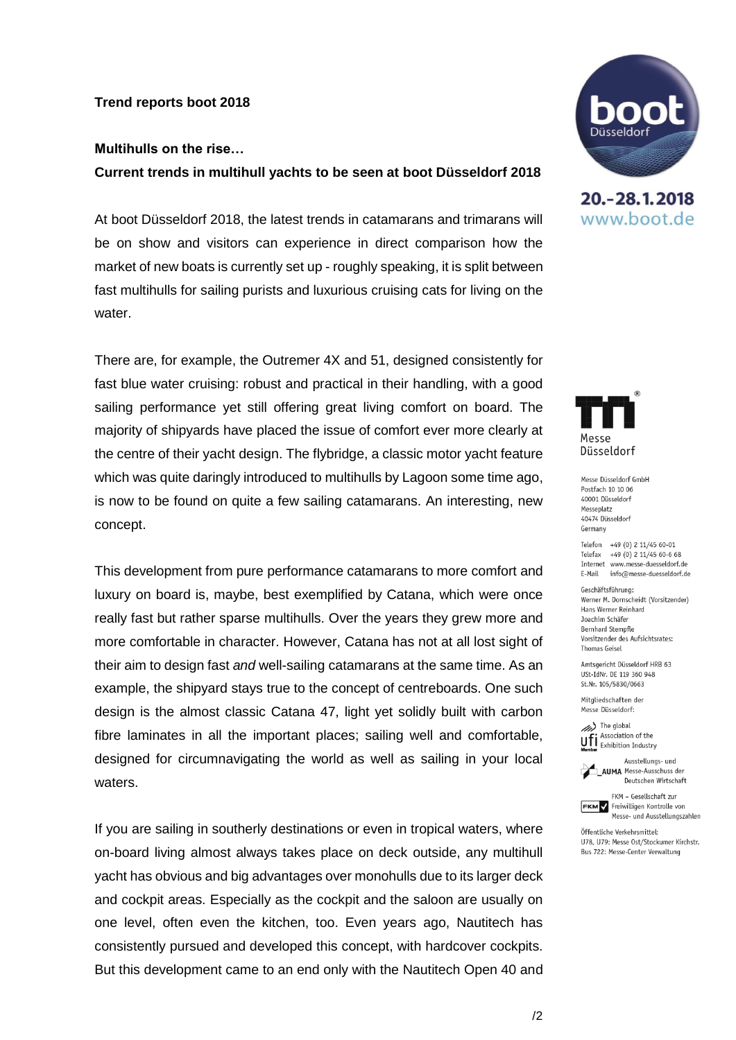**Trend reports boot 2018**

**Multihulls on the rise…**

**Current trends in multihull yachts to be seen at boot Düsseldorf 2018**

At boot Düsseldorf 2018, the latest trends in catamarans and trimarans will be on show and visitors can experience in direct comparison how the market of new boats is currently set up - roughly speaking, it is split between fast multihulls for sailing purists and luxurious cruising cats for living on the water.

There are, for example, the Outremer 4X and 51, designed consistently for fast blue water cruising: robust and practical in their handling, with a good sailing performance yet still offering great living comfort on board. The majority of shipyards have placed the issue of comfort ever more clearly at the centre of their yacht design. The flybridge, a classic motor yacht feature which was quite daringly introduced to multihulls by Lagoon some time ago, is now to be found on quite a few sailing catamarans. An interesting, new concept.

This development from pure performance catamarans to more comfort and luxury on board is, maybe, best exemplified by Catana, which were once really fast but rather sparse multihulls. Over the years they grew more and more comfortable in character. However, Catana has not at all lost sight of their aim to design fast *and* well-sailing catamarans at the same time. As an example, the shipyard stays true to the concept of centreboards. One such design is the almost classic Catana 47, light yet solidly built with carbon fibre laminates in all the important places; sailing well and comfortable, designed for circumnavigating the world as well as sailing in your local waters.

If you are sailing in southerly destinations or even in tropical waters, where on-board living almost always takes place on deck outside, any multihull yacht has obvious and big advantages over monohulls due to its larger deck and cockpit areas. Especially as the cockpit and the saloon are usually on one level, often even the kitchen, too. Even years ago, Nautitech has consistently pursued and developed this concept, with hardcover cockpits. But this development came to an end only with the Nautitech Open 40 and

boot Düsseldorf
20.-28.1.2018
www.boot.de

Messe Düsseldorf

Messe Düsseldorf GmbH
Postfach 10 10 06
40001 Düsseldorf
Messeplatz
40474 Düsseldorf
Germany

Telefon +49 (0) 2 11/45 60-01
Telefax +49 (0) 2 11/45 60-6 68
Internet www.messe-duesseldorf.de
E-Mail info@messe-duesseldorf.de

Geschäftsführung:
Werner M. Dornscheidt (Vorsitzender)
Hans Werner Reinhard
Joachim Schäfer
Bernhard Stempfle
Vorsitzender des Aufsichtsrates:
Thomas Geisel

Amtsgericht Düsseldorf HRB 63
USt-IdNr. DE 119 360 948
St.Nr. 105/5830/0663

Mitgliedschaften der
Messe Düsseldorf:

The global Association of the Exhibition Industry

Ausstellungs- und Messe-Ausschuss der Deutschen Wirtschaft

FKM – Gesellschaft zur Freiwilligen Kontrolle von Messe- und Ausstellungszahlen

Öffentliche Verkehrsmittel:
U78, U79: Messe Ost/Stockumer Kirchstr.
Bus 722: Messe-Center Verwaltung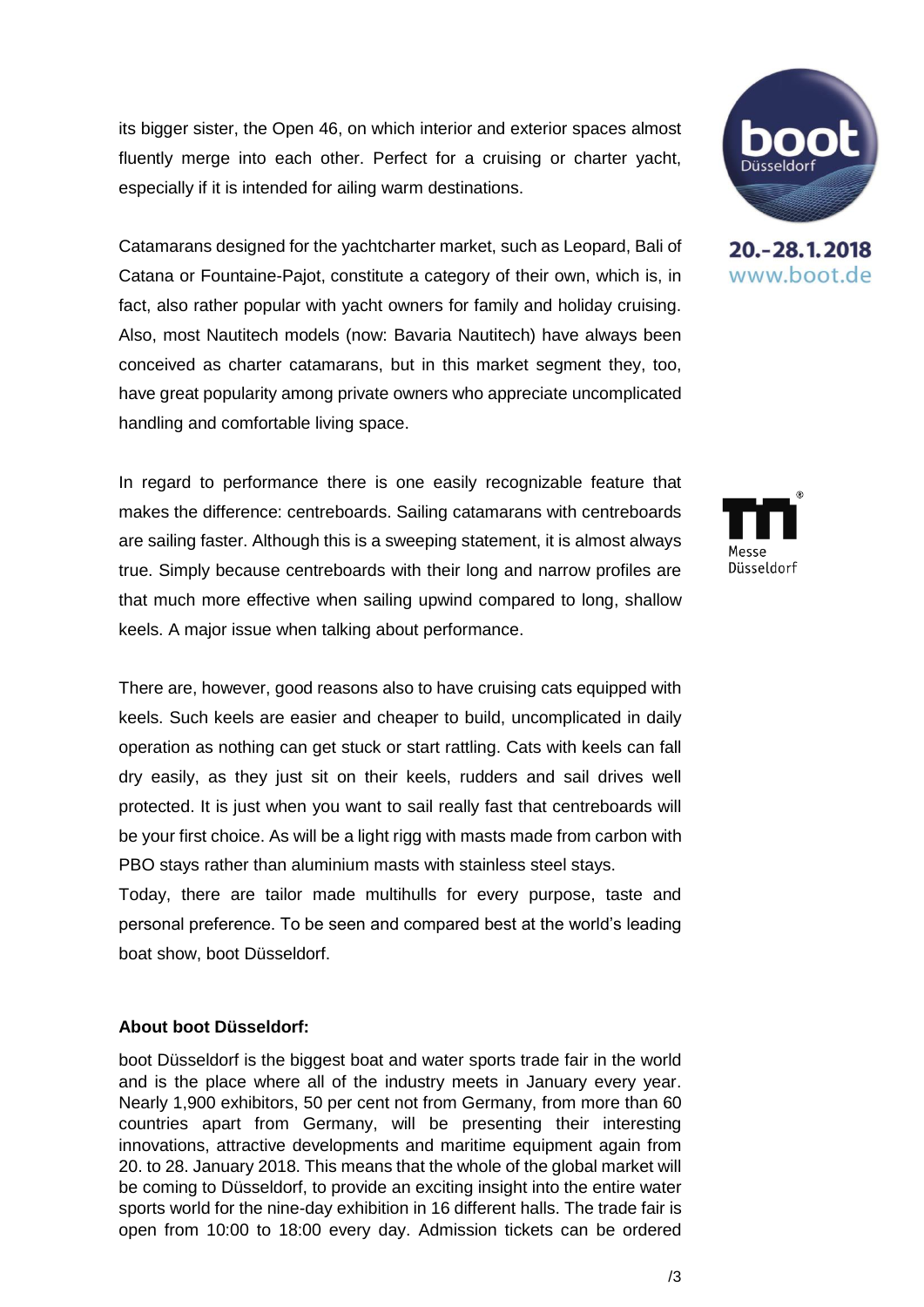its bigger sister, the Open 46, on which interior and exterior spaces almost fluently merge into each other. Perfect for a cruising or charter yacht, especially if it is intended for ailing warm destinations.

Catamarans designed for the yachtcharter market, such as Leopard, Bali of Catana or Fountaine-Pajot, constitute a category of their own, which is, in fact, also rather popular with yacht owners for family and holiday cruising. Also, most Nautitech models (now: Bavaria Nautitech) have always been conceived as charter catamarans, but in this market segment they, too, have great popularity among private owners who appreciate uncomplicated handling and comfortable living space.

In regard to performance there is one easily recognizable feature that makes the difference: centreboards. Sailing catamarans with centreboards are sailing faster. Although this is a sweeping statement, it is almost always true. Simply because centreboards with their long and narrow profiles are that much more effective when sailing upwind compared to long, shallow keels. A major issue when talking about performance.

There are, however, good reasons also to have cruising cats equipped with keels. Such keels are easier and cheaper to build, uncomplicated in daily operation as nothing can get stuck or start rattling. Cats with keels can fall dry easily, as they just sit on their keels, rudders and sail drives well protected. It is just when you want to sail really fast that centreboards will be your first choice. As will be a light rigg with masts made from carbon with PBO stays rather than aluminium masts with stainless steel stays.
Today, there are tailor made multihulls for every purpose, taste and personal preference. To be seen and compared best at the world's leading boat show, boot Düsseldorf.

**About boot Düsseldorf:**

boot Düsseldorf is the biggest boat and water sports trade fair in the world and is the place where all of the industry meets in January every year. Nearly 1,900 exhibitors, 50 per cent not from Germany, from more than 60 countries apart from Germany, will be presenting their interesting innovations, attractive developments and maritime equipment again from 20. to 28. January 2018. This means that the whole of the global market will be coming to Düsseldorf, to provide an exciting insight into the entire water sports world for the nine-day exhibition in 16 different halls. The trade fair is open from 10:00 to 18:00 every day. Admission tickets can be ordered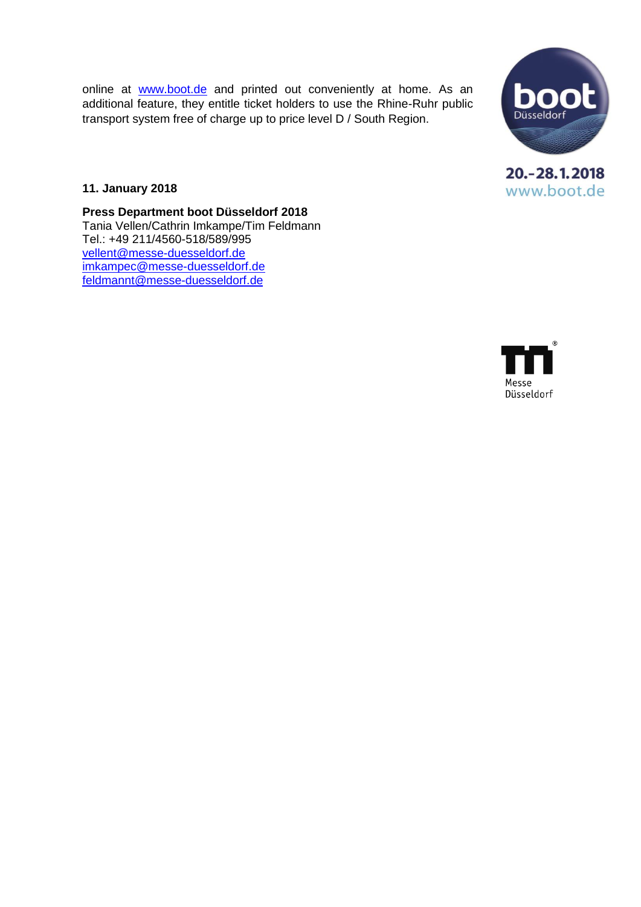online at www.boot.de and printed out conveniently at home. As an additional feature, they entitle ticket holders to use the Rhine-Ruhr public transport system free of charge up to price level D / South Region.

**11. January 2018**

**Press Department boot Düsseldorf 2018**
Tania Vellen/Cathrin Imkampe/Tim Feldmann
Tel.: +49 211/4560-518/589/995
vellent@messe-duesseldorf.de
imkampec@messe-duesseldorf.de
feldmannt@messe-duesseldorf.de